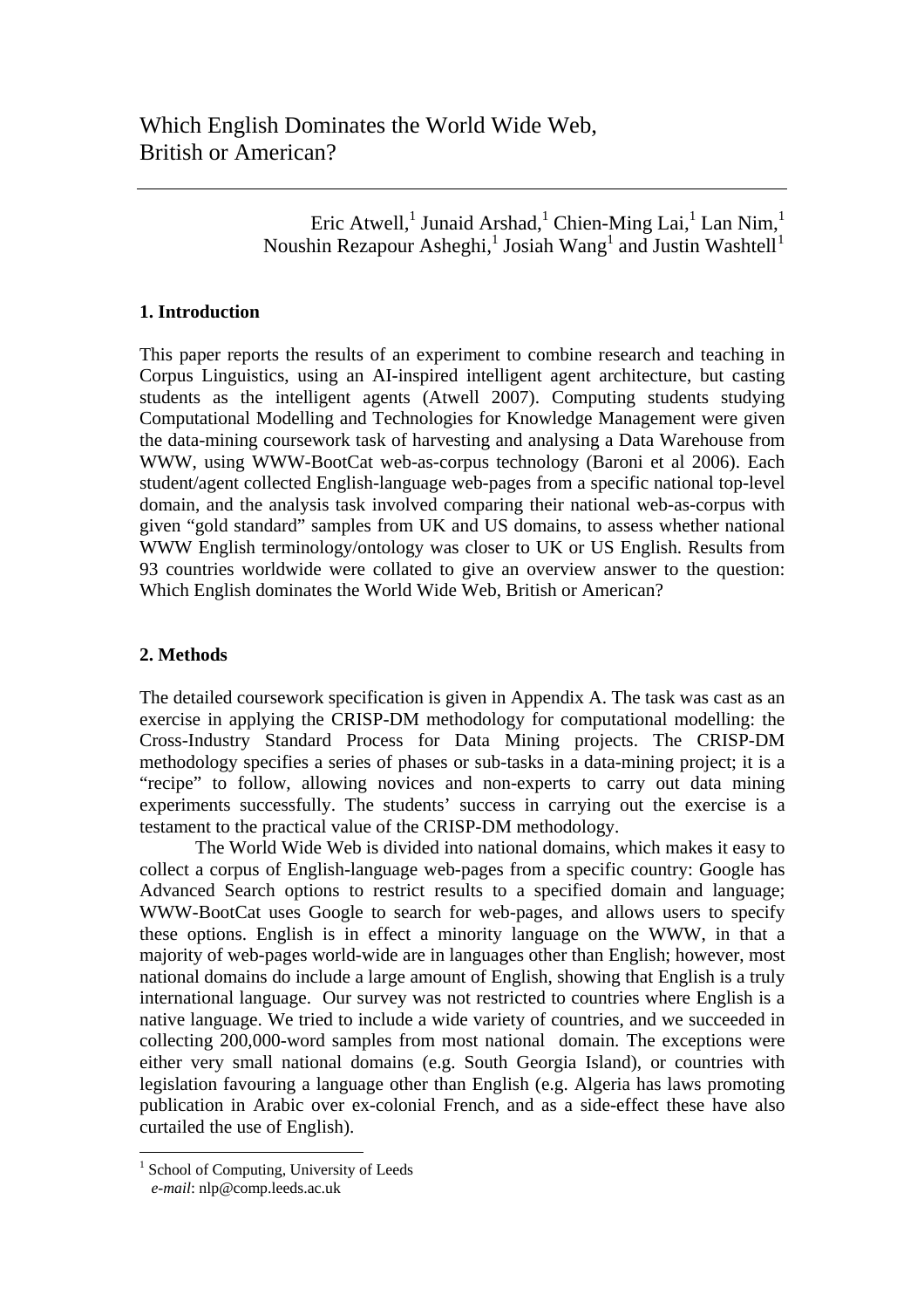# Which English Dominates the World Wide Web, British or American?

Eric Atwell,[1] Junaid Arshad,[1] Chien-Ming Lai,[1] Lan Nim,[1] Noushin Rezapour Asheghi,[1] Josiah Wang[1] and Justin Washtell[1]

## 1. Introduction

This paper reports the results of an experiment to combine research and teaching in Corpus Linguistics, using an AI-inspired intelligent agent architecture, but casting students as the intelligent agents (Atwell 2007). Computing students studying Computational Modelling and Technologies for Knowledge Management were given the data-mining coursework task of harvesting and analysing a Data Warehouse from WWW, using WWW-BootCat web-as-corpus technology (Baroni et al 2006). Each student/agent collected English-language web-pages from a specific national top-level domain, and the analysis task involved comparing their national web-as-corpus with given "gold standard" samples from UK and US domains, to assess whether national WWW English terminology/ontology was closer to UK or US English. Results from 93 countries worldwide were collated to give an overview answer to the question: Which English dominates the World Wide Web, British or American?

## 2. Methods

The detailed coursework specification is given in Appendix A. The task was cast as an exercise in applying the CRISP-DM methodology for computational modelling: the Cross-Industry Standard Process for Data Mining projects. The CRISP-DM methodology specifies a series of phases or sub-tasks in a data-mining project; it is a "recipe" to follow, allowing novices and non-experts to carry out data mining experiments successfully. The students' success in carrying out the exercise is a testament to the practical value of the CRISP-DM methodology.

The World Wide Web is divided into national domains, which makes it easy to collect a corpus of English-language web-pages from a specific country: Google has Advanced Search options to restrict results to a specified domain and language; WWW-BootCat uses Google to search for web-pages, and allows users to specify these options. English is in effect a minority language on the WWW, in that a majority of web-pages world-wide are in languages other than English; however, most national domains do include a large amount of English, showing that English is a truly international language. Our survey was not restricted to countries where English is a native language. We tried to include a wide variety of countries, and we succeeded in collecting 200,000-word samples from most national domain. The exceptions were either very small national domains (e.g. South Georgia Island), or countries with legislation favouring a language other than English (e.g. Algeria has laws promoting publication in Arabic over ex-colonial French, and as a side-effect these have also curtailed the use of English).

---

[1] School of Computing, University of Leeds
*e-mail*: nlp@comp.leeds.ac.uk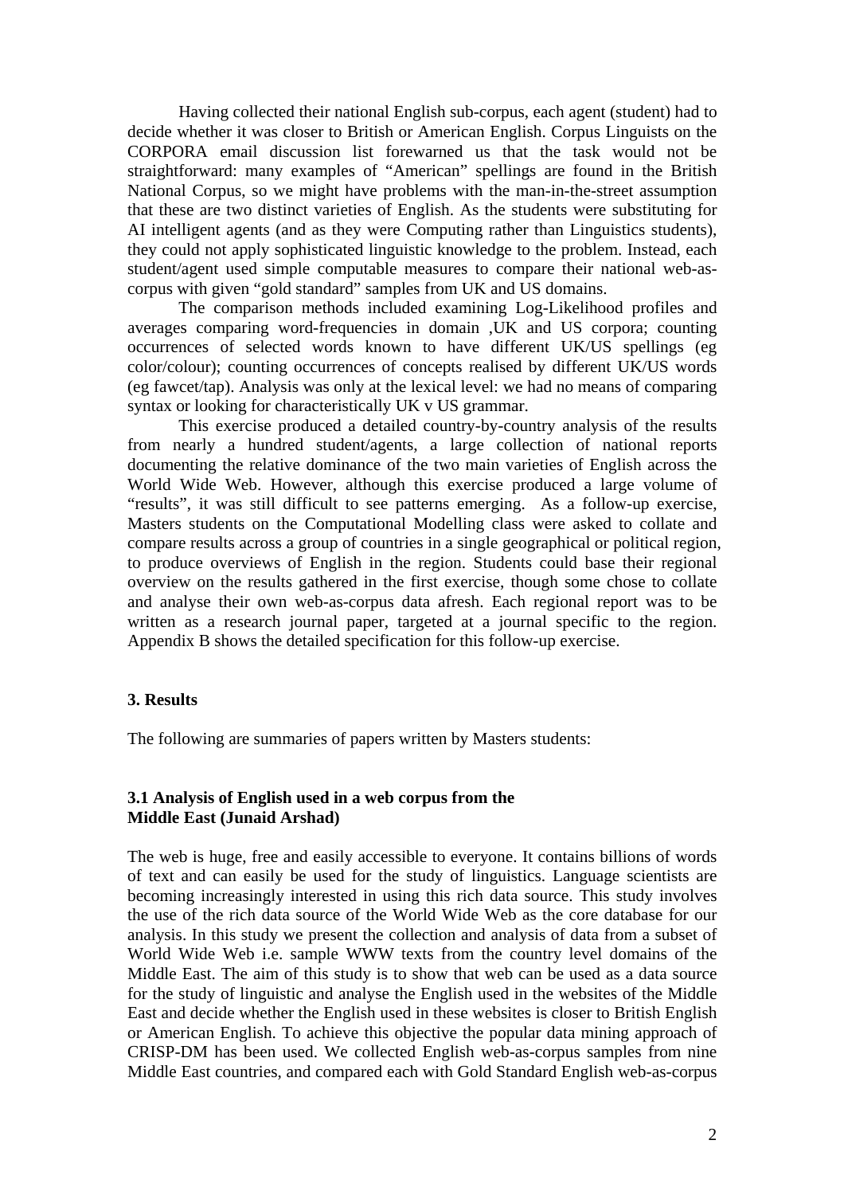Having collected their national English sub-corpus, each agent (student) had to decide whether it was closer to British or American English. Corpus Linguists on the CORPORA email discussion list forewarned us that the task would not be straightforward: many examples of "American" spellings are found in the British National Corpus, so we might have problems with the man-in-the-street assumption that these are two distinct varieties of English. As the students were substituting for AI intelligent agents (and as they were Computing rather than Linguistics students), they could not apply sophisticated linguistic knowledge to the problem. Instead, each student/agent used simple computable measures to compare their national web-as-corpus with given "gold standard" samples from UK and US domains.

The comparison methods included examining Log-Likelihood profiles and averages comparing word-frequencies in domain ,UK and US corpora; counting occurrences of selected words known to have different UK/US spellings (eg color/colour); counting occurrences of concepts realised by different UK/US words (eg fawcet/tap). Analysis was only at the lexical level: we had no means of comparing syntax or looking for characteristically UK v US grammar.

This exercise produced a detailed country-by-country analysis of the results from nearly a hundred student/agents, a large collection of national reports documenting the relative dominance of the two main varieties of English across the World Wide Web. However, although this exercise produced a large volume of "results", it was still difficult to see patterns emerging. As a follow-up exercise, Masters students on the Computational Modelling class were asked to collate and compare results across a group of countries in a single geographical or political region, to produce overviews of English in the region. Students could base their regional overview on the results gathered in the first exercise, though some chose to collate and analyse their own web-as-corpus data afresh. Each regional report was to be written as a research journal paper, targeted at a journal specific to the region. Appendix B shows the detailed specification for this follow-up exercise.

## 3. Results

The following are summaries of papers written by Masters students:

### 3.1 Analysis of English used in a web corpus from the Middle East (Junaid Arshad)

The web is huge, free and easily accessible to everyone. It contains billions of words of text and can easily be used for the study of linguistics. Language scientists are becoming increasingly interested in using this rich data source. This study involves the use of the rich data source of the World Wide Web as the core database for our analysis. In this study we present the collection and analysis of data from a subset of World Wide Web i.e. sample WWW texts from the country level domains of the Middle East. The aim of this study is to show that web can be used as a data source for the study of linguistic and analyse the English used in the websites of the Middle East and decide whether the English used in these websites is closer to British English or American English. To achieve this objective the popular data mining approach of CRISP-DM has been used. We collected English web-as-corpus samples from nine Middle East countries, and compared each with Gold Standard English web-as-corpus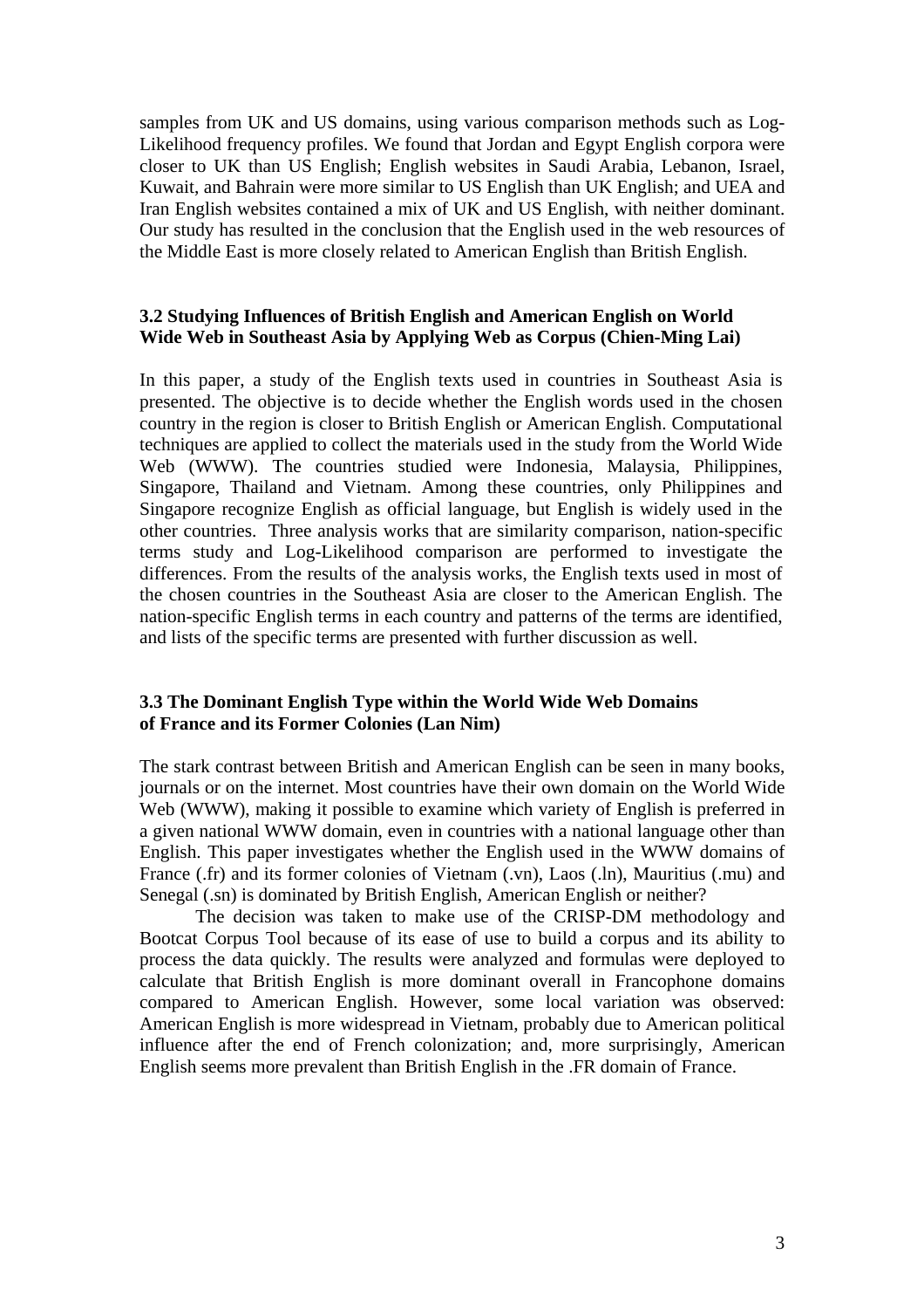samples from UK and US domains, using various comparison methods such as Log-Likelihood frequency profiles. We found that Jordan and Egypt English corpora were closer to UK than US English; English websites in Saudi Arabia, Lebanon, Israel, Kuwait, and Bahrain were more similar to US English than UK English; and UEA and Iran English websites contained a mix of UK and US English, with neither dominant. Our study has resulted in the conclusion that the English used in the web resources of the Middle East is more closely related to American English than British English.

### 3.2 Studying Influences of British English and American English on World Wide Web in Southeast Asia by Applying Web as Corpus (Chien-Ming Lai)

In this paper, a study of the English texts used in countries in Southeast Asia is presented. The objective is to decide whether the English words used in the chosen country in the region is closer to British English or American English. Computational techniques are applied to collect the materials used in the study from the World Wide Web (WWW). The countries studied were Indonesia, Malaysia, Philippines, Singapore, Thailand and Vietnam. Among these countries, only Philippines and Singapore recognize English as official language, but English is widely used in the other countries. Three analysis works that are similarity comparison, nation-specific terms study and Log-Likelihood comparison are performed to investigate the differences. From the results of the analysis works, the English texts used in most of the chosen countries in the Southeast Asia are closer to the American English. The nation-specific English terms in each country and patterns of the terms are identified, and lists of the specific terms are presented with further discussion as well.

### 3.3 The Dominant English Type within the World Wide Web Domains of France and its Former Colonies (Lan Nim)

The stark contrast between British and American English can be seen in many books, journals or on the internet. Most countries have their own domain on the World Wide Web (WWW), making it possible to examine which variety of English is preferred in a given national WWW domain, even in countries with a national language other than English. This paper investigates whether the English used in the WWW domains of France (.fr) and its former colonies of Vietnam (.vn), Laos (.ln), Mauritius (.mu) and Senegal (.sn) is dominated by British English, American English or neither?

The decision was taken to make use of the CRISP-DM methodology and Bootcat Corpus Tool because of its ease of use to build a corpus and its ability to process the data quickly. The results were analyzed and formulas were deployed to calculate that British English is more dominant overall in Francophone domains compared to American English. However, some local variation was observed: American English is more widespread in Vietnam, probably due to American political influence after the end of French colonization; and, more surprisingly, American English seems more prevalent than British English in the .FR domain of France.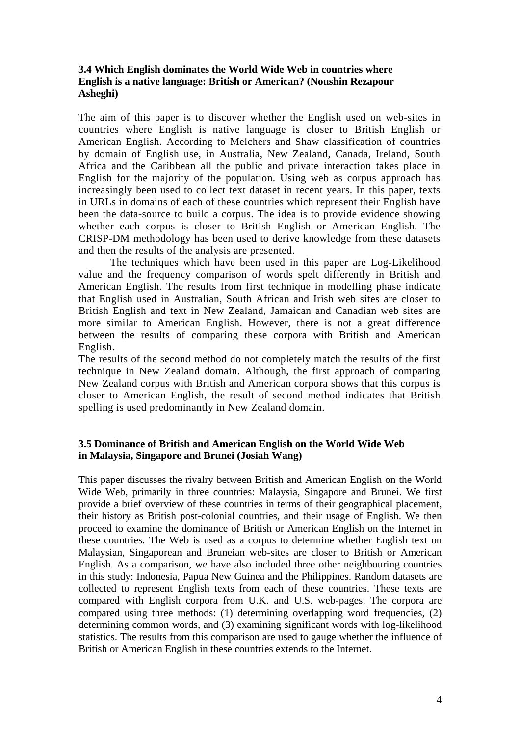### 3.4 Which English dominates the World Wide Web in countries where English is a native language: British or American? (Noushin Rezapour Asheghi)

The aim of this paper is to discover whether the English used on web-sites in countries where English is native language is closer to British English or American English. According to Melchers and Shaw classification of countries by domain of English use, in Australia, New Zealand, Canada, Ireland, South Africa and the Caribbean all the public and private interaction takes place in English for the majority of the population. Using web as corpus approach has increasingly been used to collect text dataset in recent years. In this paper, texts in URLs in domains of each of these countries which represent their English have been the data-source to build a corpus. The idea is to provide evidence showing whether each corpus is closer to British English or American English. The CRISP-DM methodology has been used to derive knowledge from these datasets and then the results of the analysis are presented.

The techniques which have been used in this paper are Log-Likelihood value and the frequency comparison of words spelt differently in British and American English. The results from first technique in modelling phase indicate that English used in Australian, South African and Irish web sites are closer to British English and text in New Zealand, Jamaican and Canadian web sites are more similar to American English. However, there is not a great difference between the results of comparing these corpora with British and American English.

The results of the second method do not completely match the results of the first technique in New Zealand domain. Although, the first approach of comparing New Zealand corpus with British and American corpora shows that this corpus is closer to American English, the result of second method indicates that British spelling is used predominantly in New Zealand domain.

### 3.5 Dominance of British and American English on the World Wide Web in Malaysia, Singapore and Brunei (Josiah Wang)

This paper discusses the rivalry between British and American English on the World Wide Web, primarily in three countries: Malaysia, Singapore and Brunei. We first provide a brief overview of these countries in terms of their geographical placement, their history as British post-colonial countries, and their usage of English. We then proceed to examine the dominance of British or American English on the Internet in these countries. The Web is used as a corpus to determine whether English text on Malaysian, Singaporean and Bruneian web-sites are closer to British or American English. As a comparison, we have also included three other neighbouring countries in this study: Indonesia, Papua New Guinea and the Philippines. Random datasets are collected to represent English texts from each of these countries. These texts are compared with English corpora from U.K. and U.S. web-pages. The corpora are compared using three methods: (1) determining overlapping word frequencies, (2) determining common words, and (3) examining significant words with log-likelihood statistics. The results from this comparison are used to gauge whether the influence of British or American English in these countries extends to the Internet.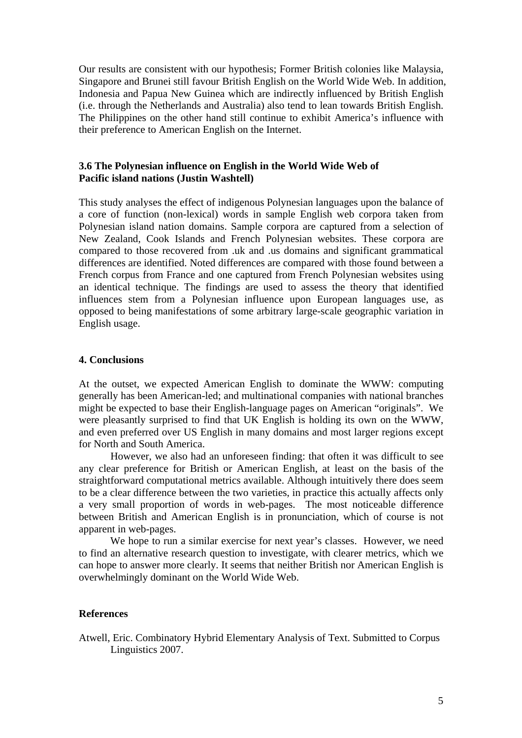Our results are consistent with our hypothesis; Former British colonies like Malaysia, Singapore and Brunei still favour British English on the World Wide Web. In addition, Indonesia and Papua New Guinea which are indirectly influenced by British English (i.e. through the Netherlands and Australia) also tend to lean towards British English. The Philippines on the other hand still continue to exhibit America's influence with their preference to American English on the Internet.

### 3.6 The Polynesian influence on English in the World Wide Web of Pacific island nations (Justin Washtell)

This study analyses the effect of indigenous Polynesian languages upon the balance of a core of function (non-lexical) words in sample English web corpora taken from Polynesian island nation domains. Sample corpora are captured from a selection of New Zealand, Cook Islands and French Polynesian websites. These corpora are compared to those recovered from .uk and .us domains and significant grammatical differences are identified. Noted differences are compared with those found between a French corpus from France and one captured from French Polynesian websites using an identical technique. The findings are used to assess the theory that identified influences stem from a Polynesian influence upon European languages use, as opposed to being manifestations of some arbitrary large-scale geographic variation in English usage.

## 4. Conclusions

At the outset, we expected American English to dominate the WWW: computing generally has been American-led; and multinational companies with national branches might be expected to base their English-language pages on American "originals". We were pleasantly surprised to find that UK English is holding its own on the WWW, and even preferred over US English in many domains and most larger regions except for North and South America.

However, we also had an unforeseen finding: that often it was difficult to see any clear preference for British or American English, at least on the basis of the straightforward computational metrics available. Although intuitively there does seem to be a clear difference between the two varieties, in practice this actually affects only a very small proportion of words in web-pages. The most noticeable difference between British and American English is in pronunciation, which of course is not apparent in web-pages.

We hope to run a similar exercise for next year's classes. However, we need to find an alternative research question to investigate, with clearer metrics, which we can hope to answer more clearly. It seems that neither British nor American English is overwhelmingly dominant on the World Wide Web.

## References

Atwell, Eric. Combinatory Hybrid Elementary Analysis of Text. Submitted to Corpus Linguistics 2007.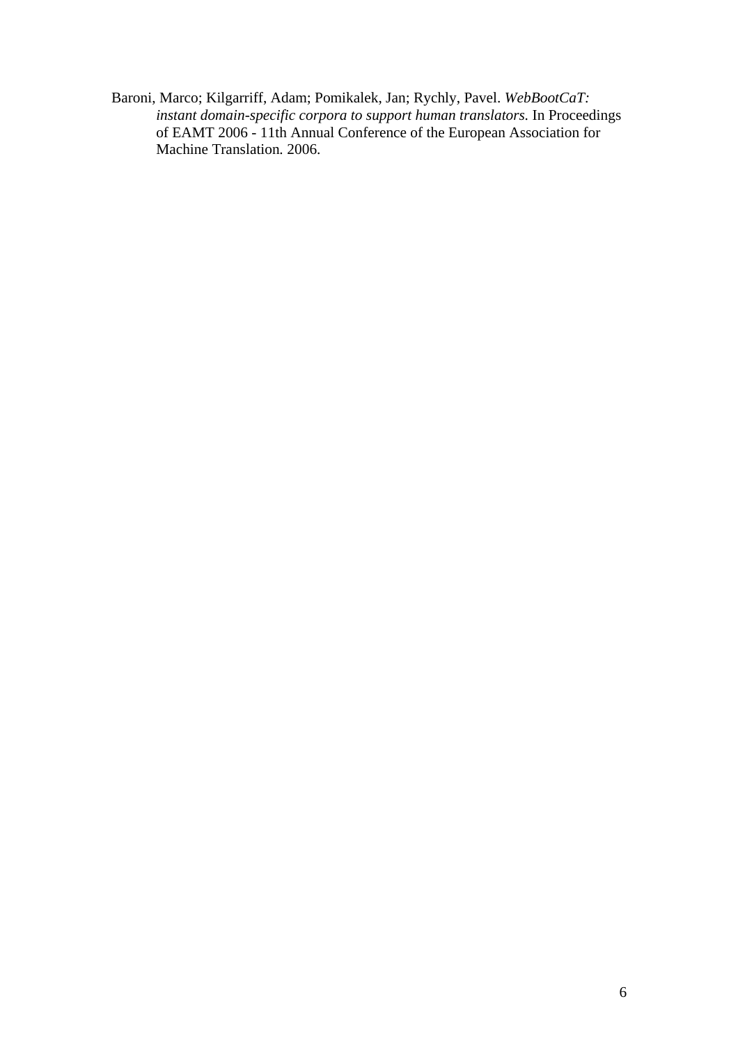Baroni, Marco; Kilgarriff, Adam; Pomikalek, Jan; Rychly, Pavel. *WebBootCaT: instant domain-specific corpora to support human translators*. In Proceedings of EAMT 2006 - 11th Annual Conference of the European Association for Machine Translation. 2006.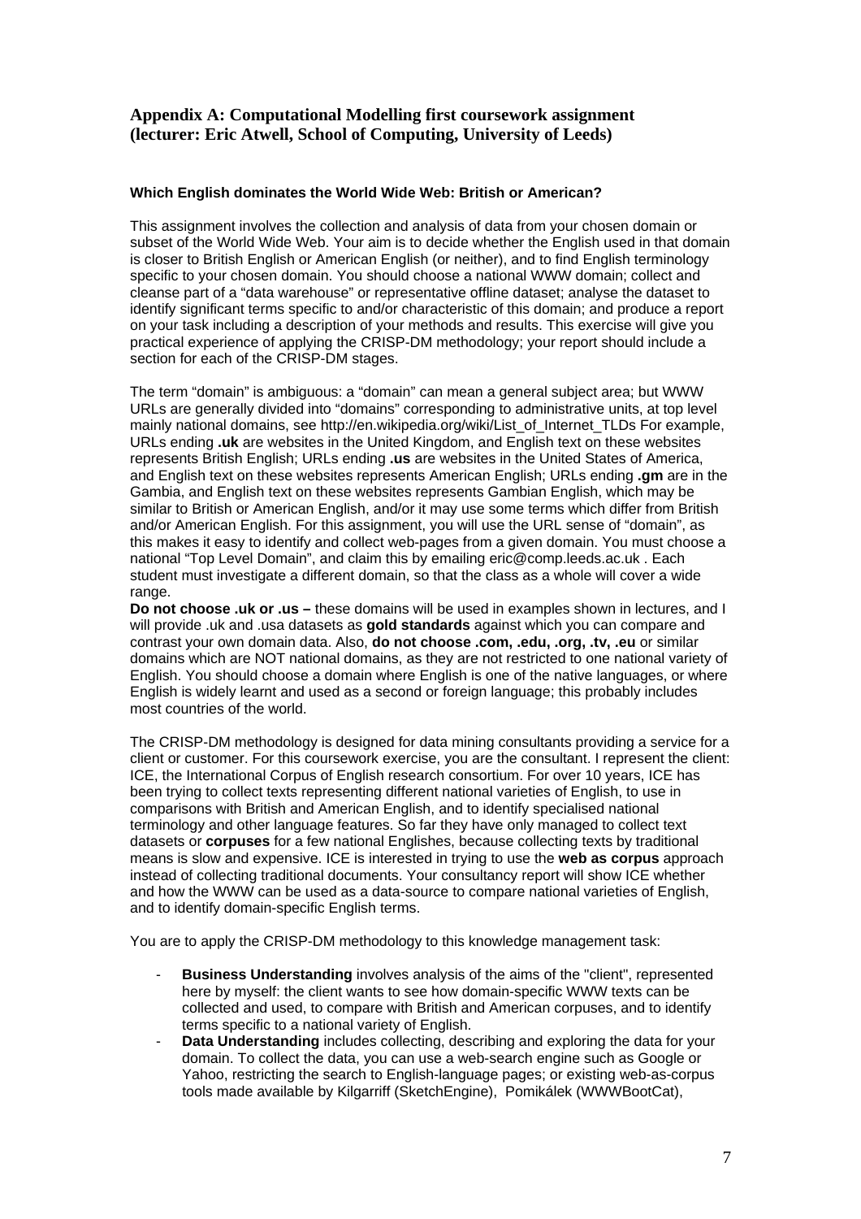## Appendix A: Computational Modelling first coursework assignment (lecturer: Eric Atwell, School of Computing, University of Leeds)

**Which English dominates the World Wide Web: British or American?**

This assignment involves the collection and analysis of data from your chosen domain or subset of the World Wide Web. Your aim is to decide whether the English used in that domain is closer to British English or American English (or neither), and to find English terminology specific to your chosen domain. You should choose a national WWW domain; collect and cleanse part of a "data warehouse" or representative offline dataset; analyse the dataset to identify significant terms specific to and/or characteristic of this domain; and produce a report on your task including a description of your methods and results. This exercise will give you practical experience of applying the CRISP-DM methodology; your report should include a section for each of the CRISP-DM stages.

The term "domain" is ambiguous: a "domain" can mean a general subject area; but WWW URLs are generally divided into "domains" corresponding to administrative units, at top level mainly national domains, see http://en.wikipedia.org/wiki/List_of_Internet_TLDs For example, URLs ending **.uk** are websites in the United Kingdom, and English text on these websites represents British English; URLs ending **.us** are websites in the United States of America, and English text on these websites represents American English; URLs ending **.gm** are in the Gambia, and English text on these websites represents Gambian English, which may be similar to British or American English, and/or it may use some terms which differ from British and/or American English. For this assignment, you will use the URL sense of "domain", as this makes it easy to identify and collect web-pages from a given domain. You must choose a national "Top Level Domain", and claim this by emailing eric@comp.leeds.ac.uk . Each student must investigate a different domain, so that the class as a whole will cover a wide range.
**Do not choose .uk or .us –** these domains will be used in examples shown in lectures, and I will provide .uk and .usa datasets as **gold standards** against which you can compare and contrast your own domain data. Also, **do not choose .com, .edu, .org, .tv, .eu** or similar domains which are NOT national domains, as they are not restricted to one national variety of English. You should choose a domain where English is one of the native languages, or where English is widely learnt and used as a second or foreign language; this probably includes most countries of the world.

The CRISP-DM methodology is designed for data mining consultants providing a service for a client or customer. For this coursework exercise, you are the consultant. I represent the client: ICE, the International Corpus of English research consortium. For over 10 years, ICE has been trying to collect texts representing different national varieties of English, to use in comparisons with British and American English, and to identify specialised national terminology and other language features. So far they have only managed to collect text datasets or **corpuses** for a few national Englishes, because collecting texts by traditional means is slow and expensive. ICE is interested in trying to use the **web as corpus** approach instead of collecting traditional documents. Your consultancy report will show ICE whether and how the WWW can be used as a data-source to compare national varieties of English, and to identify domain-specific English terms.

You are to apply the CRISP-DM methodology to this knowledge management task:

- **Business Understanding** involves analysis of the aims of the "client", represented here by myself: the client wants to see how domain-specific WWW texts can be collected and used, to compare with British and American corpuses, and to identify terms specific to a national variety of English.
- **Data Understanding** includes collecting, describing and exploring the data for your domain. To collect the data, you can use a web-search engine such as Google or Yahoo, restricting the search to English-language pages; or existing web-as-corpus tools made available by Kilgarriff (SketchEngine), Pomikálek (WWWBootCat),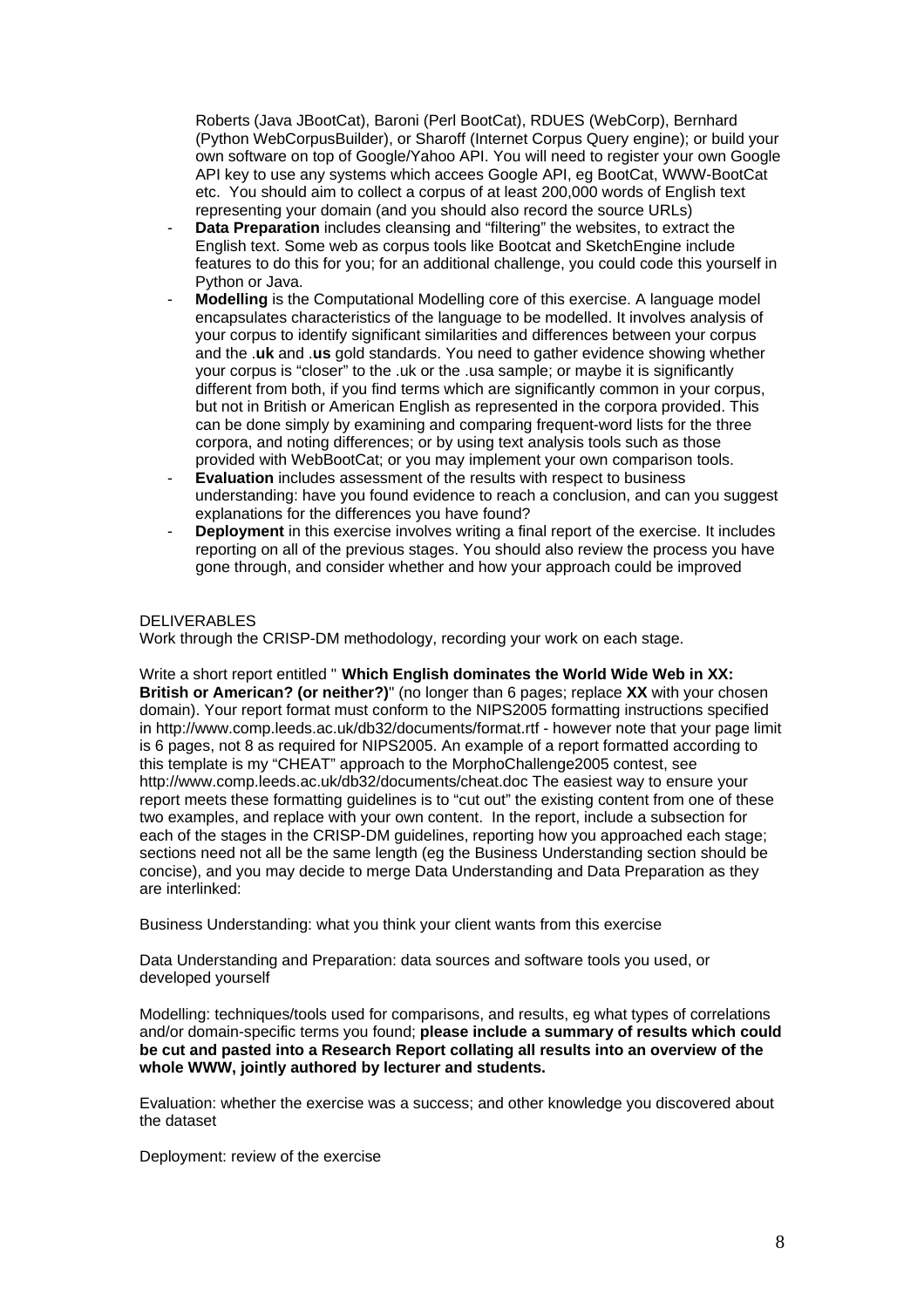Roberts (Java JBootCat), Baroni (Perl BootCat), RDUES (WebCorp), Bernhard (Python WebCorpusBuilder), or Sharoff (Internet Corpus Query engine); or build your own software on top of Google/Yahoo API. You will need to register your own Google API key to use any systems which accees Google API, eg BootCat, WWW-BootCat etc. You should aim to collect a corpus of at least 200,000 words of English text representing your domain (and you should also record the source URLs)

- **Data Preparation** includes cleansing and "filtering" the websites, to extract the English text. Some web as corpus tools like Bootcat and SketchEngine include features to do this for you; for an additional challenge, you could code this yourself in Python or Java.
- **Modelling** is the Computational Modelling core of this exercise. A language model encapsulates characteristics of the language to be modelled. It involves analysis of your corpus to identify significant similarities and differences between your corpus and the .**uk** and .**us** gold standards. You need to gather evidence showing whether your corpus is "closer" to the .uk or the .usa sample; or maybe it is significantly different from both, if you find terms which are significantly common in your corpus, but not in British or American English as represented in the corpora provided. This can be done simply by examining and comparing frequent-word lists for the three corpora, and noting differences; or by using text analysis tools such as those provided with WebBootCat; or you may implement your own comparison tools.
- **Evaluation** includes assessment of the results with respect to business understanding: have you found evidence to reach a conclusion, and can you suggest explanations for the differences you have found?
- **Deployment** in this exercise involves writing a final report of the exercise. It includes reporting on all of the previous stages. You should also review the process you have gone through, and consider whether and how your approach could be improved

DELIVERABLES

Work through the CRISP-DM methodology, recording your work on each stage.

Write a short report entitled " **Which English dominates the World Wide Web in XX: British or American? (or neither?)**" (no longer than 6 pages; replace **XX** with your chosen domain). Your report format must conform to the NIPS2005 formatting instructions specified in http://www.comp.leeds.ac.uk/db32/documents/format.rtf - however note that your page limit is 6 pages, not 8 as required for NIPS2005. An example of a report formatted according to this template is my "CHEAT" approach to the MorphoChallenge2005 contest, see http://www.comp.leeds.ac.uk/db32/documents/cheat.doc The easiest way to ensure your report meets these formatting guidelines is to "cut out" the existing content from one of these two examples, and replace with your own content. In the report, include a subsection for each of the stages in the CRISP-DM guidelines, reporting how you approached each stage; sections need not all be the same length (eg the Business Understanding section should be concise), and you may decide to merge Data Understanding and Data Preparation as they are interlinked:

Business Understanding: what you think your client wants from this exercise

Data Understanding and Preparation: data sources and software tools you used, or developed yourself

Modelling: techniques/tools used for comparisons, and results, eg what types of correlations and/or domain-specific terms you found; **please include a summary of results which could be cut and pasted into a Research Report collating all results into an overview of the whole WWW, jointly authored by lecturer and students.**

Evaluation: whether the exercise was a success; and other knowledge you discovered about the dataset

Deployment: review of the exercise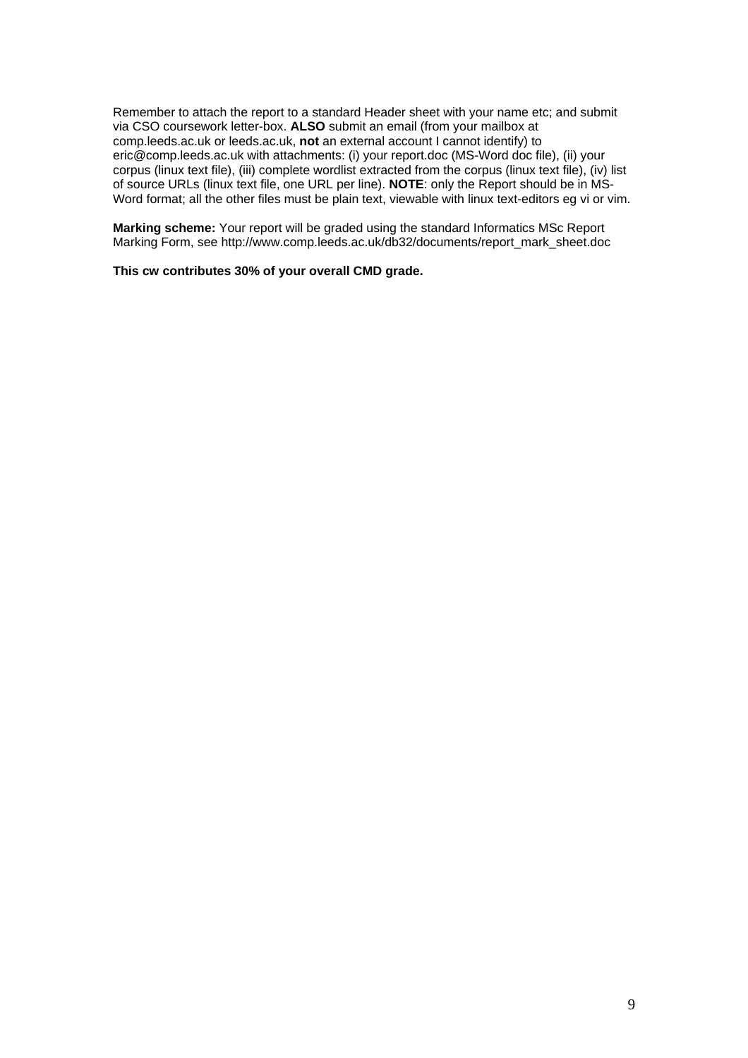Remember to attach the report to a standard Header sheet with your name etc; and submit via CSO coursework letter-box. **ALSO** submit an email (from your mailbox at comp.leeds.ac.uk or leeds.ac.uk, **not** an external account I cannot identify) to eric@comp.leeds.ac.uk with attachments: (i) your report.doc (MS-Word doc file), (ii) your corpus (linux text file), (iii) complete wordlist extracted from the corpus (linux text file), (iv) list of source URLs (linux text file, one URL per line). **NOTE**: only the Report should be in MS-Word format; all the other files must be plain text, viewable with linux text-editors eg vi or vim.

**Marking scheme:** Your report will be graded using the standard Informatics MSc Report Marking Form, see http://www.comp.leeds.ac.uk/db32/documents/report_mark_sheet.doc

**This cw contributes 30% of your overall CMD grade.**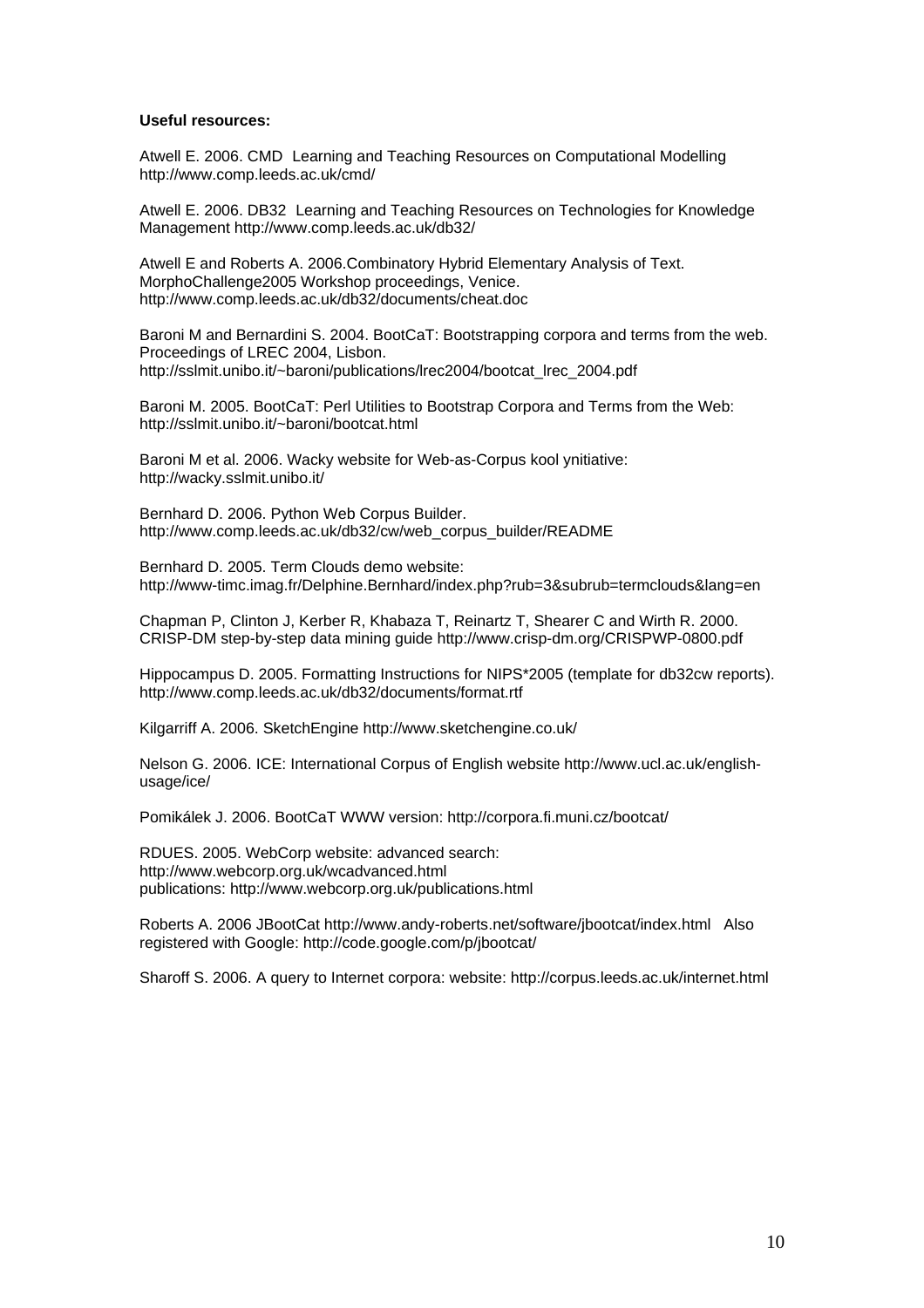**Useful resources:**

Atwell E. 2006. CMD Learning and Teaching Resources on Computational Modelling http://www.comp.leeds.ac.uk/cmd/

Atwell E. 2006. DB32 Learning and Teaching Resources on Technologies for Knowledge Management http://www.comp.leeds.ac.uk/db32/

Atwell E and Roberts A. 2006.Combinatory Hybrid Elementary Analysis of Text. MorphoChallenge2005 Workshop proceedings, Venice. http://www.comp.leeds.ac.uk/db32/documents/cheat.doc

Baroni M and Bernardini S. 2004. BootCaT: Bootstrapping corpora and terms from the web. Proceedings of LREC 2004, Lisbon. http://sslmit.unibo.it/~baroni/publications/lrec2004/bootcat_lrec_2004.pdf

Baroni M. 2005. BootCaT: Perl Utilities to Bootstrap Corpora and Terms from the Web: http://sslmit.unibo.it/~baroni/bootcat.html

Baroni M et al. 2006. Wacky website for Web-as-Corpus kool ynitiative: http://wacky.sslmit.unibo.it/

Bernhard D. 2006. Python Web Corpus Builder. http://www.comp.leeds.ac.uk/db32/cw/web_corpus_builder/README

Bernhard D. 2005. Term Clouds demo website: http://www-timc.imag.fr/Delphine.Bernhard/index.php?rub=3&subrub=termclouds&lang=en

Chapman P, Clinton J, Kerber R, Khabaza T, Reinartz T, Shearer C and Wirth R. 2000. CRISP-DM step-by-step data mining guide http://www.crisp-dm.org/CRISPWP-0800.pdf

Hippocampus D. 2005. Formatting Instructions for NIPS*2005 (template for db32cw reports). http://www.comp.leeds.ac.uk/db32/documents/format.rtf

Kilgarriff A. 2006. SketchEngine http://www.sketchengine.co.uk/

Nelson G. 2006. ICE: International Corpus of English website http://www.ucl.ac.uk/english-usage/ice/

Pomikálek J. 2006. BootCaT WWW version: http://corpora.fi.muni.cz/bootcat/

RDUES. 2005. WebCorp website: advanced search: http://www.webcorp.org.uk/wcadvanced.html publications: http://www.webcorp.org.uk/publications.html

Roberts A. 2006 JBootCat http://www.andy-roberts.net/software/jbootcat/index.html Also registered with Google: http://code.google.com/p/jbootcat/

Sharoff S. 2006. A query to Internet corpora: website: http://corpus.leeds.ac.uk/internet.html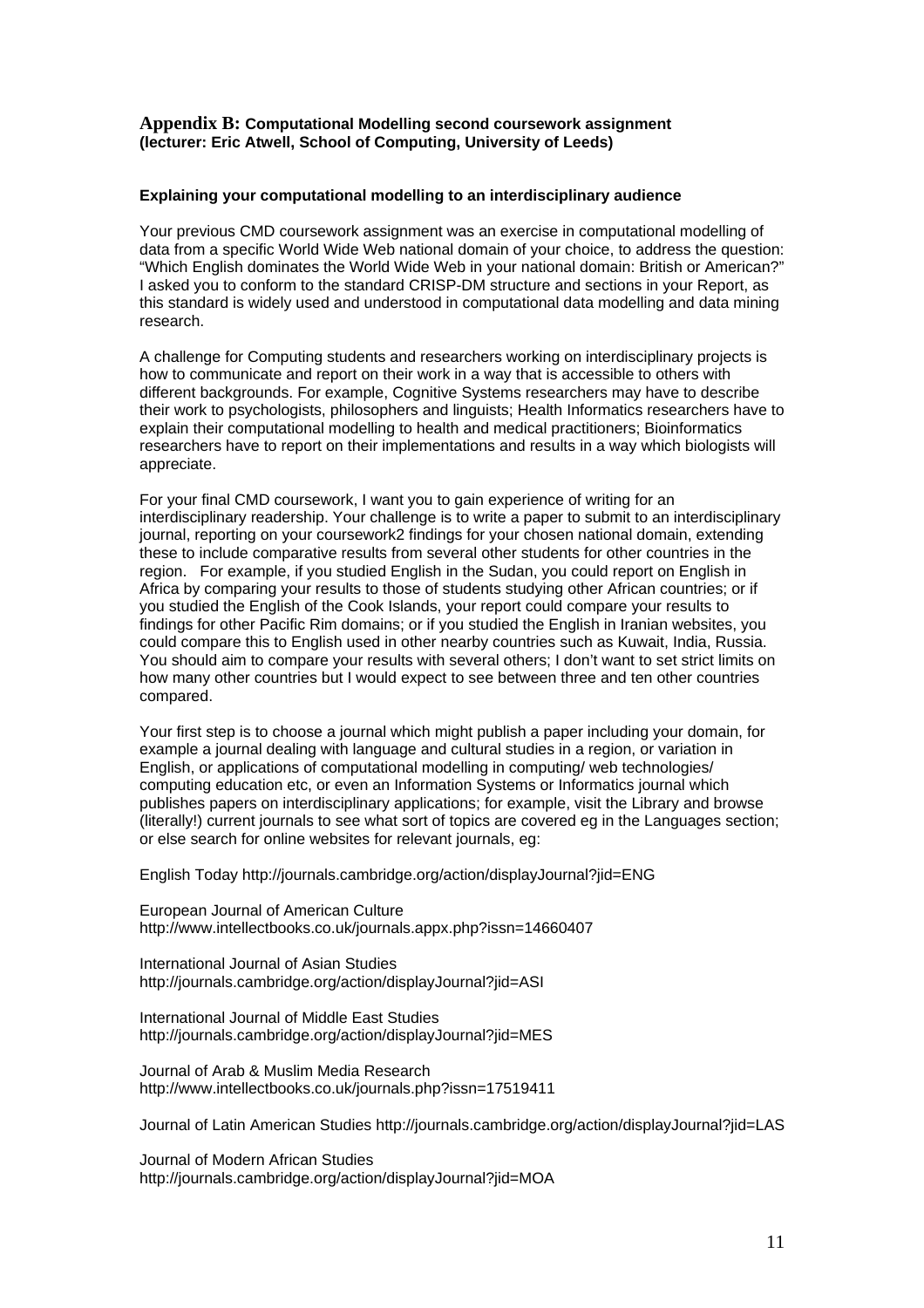## Appendix B: Computational Modelling second coursework assignment (lecturer: Eric Atwell, School of Computing, University of Leeds)

### Explaining your computational modelling to an interdisciplinary audience

Your previous CMD coursework assignment was an exercise in computational modelling of data from a specific World Wide Web national domain of your choice, to address the question: "Which English dominates the World Wide Web in your national domain: British or American?" I asked you to conform to the standard CRISP-DM structure and sections in your Report, as this standard is widely used and understood in computational data modelling and data mining research.

A challenge for Computing students and researchers working on interdisciplinary projects is how to communicate and report on their work in a way that is accessible to others with different backgrounds. For example, Cognitive Systems researchers may have to describe their work to psychologists, philosophers and linguists; Health Informatics researchers have to explain their computational modelling to health and medical practitioners; Bioinformatics researchers have to report on their implementations and results in a way which biologists will appreciate.

For your final CMD coursework, I want you to gain experience of writing for an interdisciplinary readership. Your challenge is to write a paper to submit to an interdisciplinary journal, reporting on your coursework2 findings for your chosen national domain, extending these to include comparative results from several other students for other countries in the region. For example, if you studied English in the Sudan, you could report on English in Africa by comparing your results to those of students studying other African countries; or if you studied the English of the Cook Islands, your report could compare your results to findings for other Pacific Rim domains; or if you studied the English in Iranian websites, you could compare this to English used in other nearby countries such as Kuwait, India, Russia. You should aim to compare your results with several others; I don't want to set strict limits on how many other countries but I would expect to see between three and ten other countries compared.

Your first step is to choose a journal which might publish a paper including your domain, for example a journal dealing with language and cultural studies in a region, or variation in English, or applications of computational modelling in computing/ web technologies/ computing education etc, or even an Information Systems or Informatics journal which publishes papers on interdisciplinary applications; for example, visit the Library and browse (literally!) current journals to see what sort of topics are covered eg in the Languages section; or else search for online websites for relevant journals, eg:

English Today http://journals.cambridge.org/action/displayJournal?jid=ENG

European Journal of American Culture
http://www.intellectbooks.co.uk/journals.appx.php?issn=14660407

International Journal of Asian Studies
http://journals.cambridge.org/action/displayJournal?jid=ASI

International Journal of Middle East Studies
http://journals.cambridge.org/action/displayJournal?jid=MES

Journal of Arab & Muslim Media Research
http://www.intellectbooks.co.uk/journals.php?issn=17519411

Journal of Latin American Studies http://journals.cambridge.org/action/displayJournal?jid=LAS

Journal of Modern African Studies
http://journals.cambridge.org/action/displayJournal?jid=MOA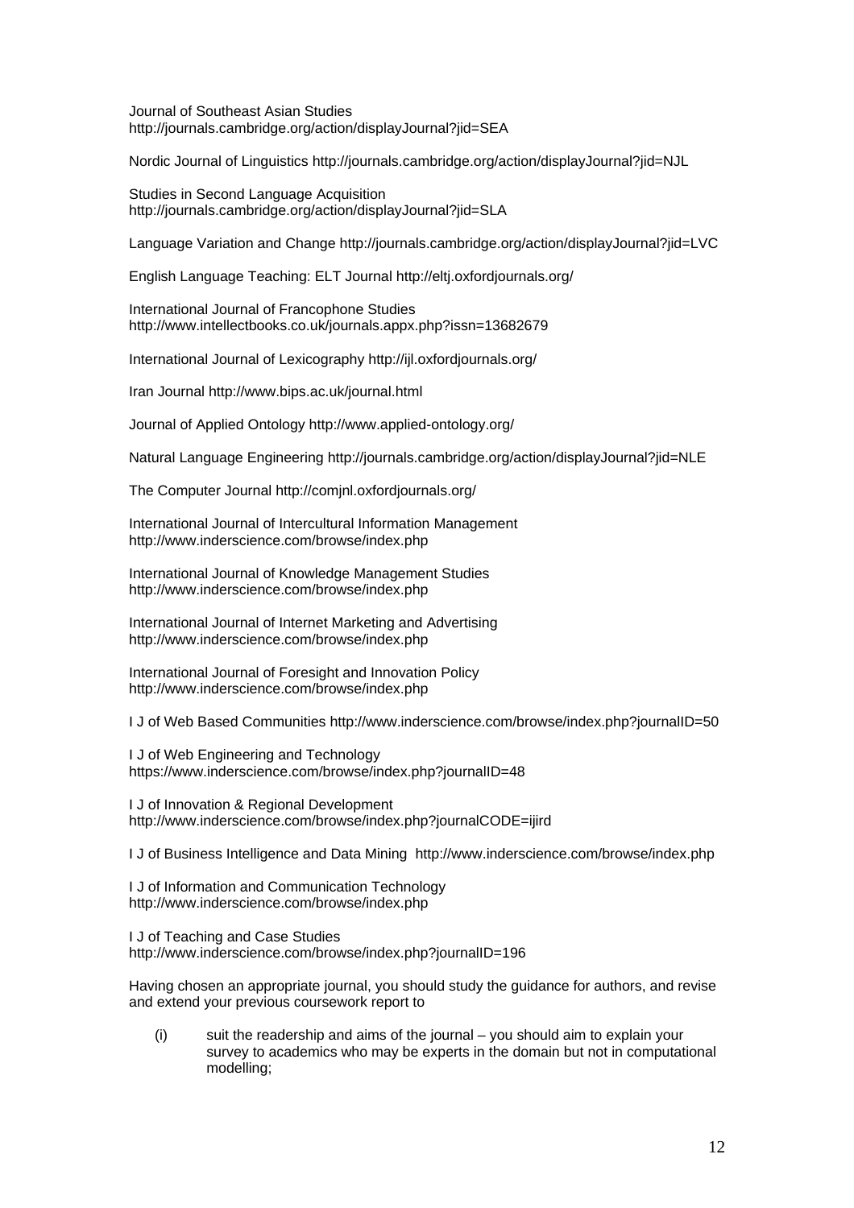Journal of Southeast Asian Studies
http://journals.cambridge.org/action/displayJournal?jid=SEA

Nordic Journal of Linguistics http://journals.cambridge.org/action/displayJournal?jid=NJL

Studies in Second Language Acquisition
http://journals.cambridge.org/action/displayJournal?jid=SLA

Language Variation and Change http://journals.cambridge.org/action/displayJournal?jid=LVC

English Language Teaching: ELT Journal http://eltj.oxfordjournals.org/

International Journal of Francophone Studies
http://www.intellectbooks.co.uk/journals.appx.php?issn=13682679

International Journal of Lexicography http://ijl.oxfordjournals.org/

Iran Journal http://www.bips.ac.uk/journal.html

Journal of Applied Ontology http://www.applied-ontology.org/

Natural Language Engineering http://journals.cambridge.org/action/displayJournal?jid=NLE

The Computer Journal http://comjnl.oxfordjournals.org/

International Journal of Intercultural Information Management
http://www.inderscience.com/browse/index.php

International Journal of Knowledge Management Studies
http://www.inderscience.com/browse/index.php

International Journal of Internet Marketing and Advertising
http://www.inderscience.com/browse/index.php

International Journal of Foresight and Innovation Policy
http://www.inderscience.com/browse/index.php

I J of Web Based Communities http://www.inderscience.com/browse/index.php?journalID=50

I J of Web Engineering and Technology
https://www.inderscience.com/browse/index.php?journalID=48

I J of Innovation & Regional Development
http://www.inderscience.com/browse/index.php?journalCODE=ijird

I J of Business Intelligence and Data Mining http://www.inderscience.com/browse/index.php

I J of Information and Communication Technology
http://www.inderscience.com/browse/index.php

I J of Teaching and Case Studies
http://www.inderscience.com/browse/index.php?journalID=196

Having chosen an appropriate journal, you should study the guidance for authors, and revise and extend your previous coursework report to

(i) suit the readership and aims of the journal – you should aim to explain your survey to academics who may be experts in the domain but not in computational modelling;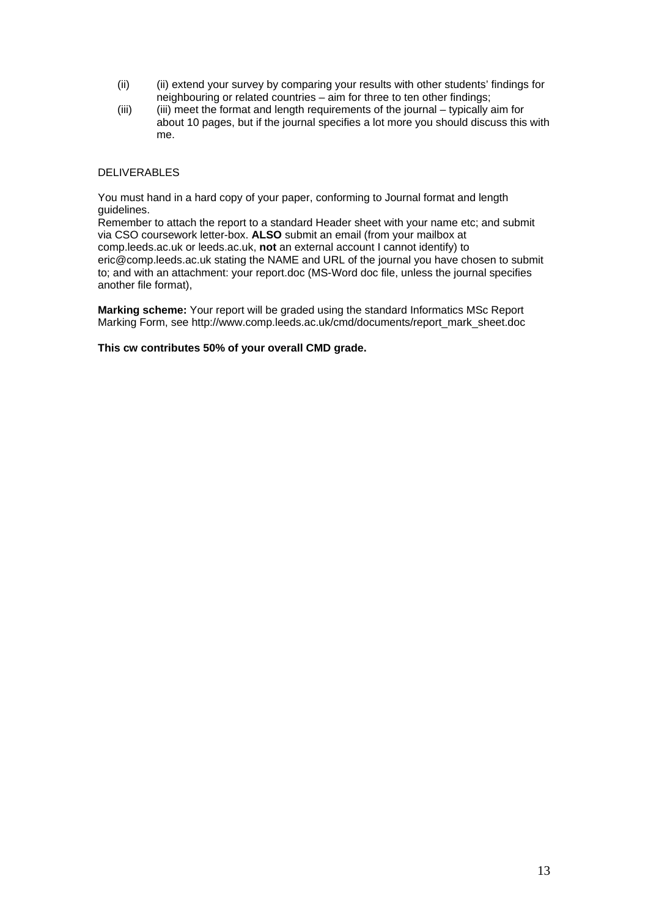(ii) (ii) extend your survey by comparing your results with other students' findings for neighbouring or related countries – aim for three to ten other findings;

(iii) (iii) meet the format and length requirements of the journal – typically aim for about 10 pages, but if the journal specifies a lot more you should discuss this with me.

DELIVERABLES

You must hand in a hard copy of your paper, conforming to Journal format and length guidelines.
Remember to attach the report to a standard Header sheet with your name etc; and submit via CSO coursework letter-box. **ALSO** submit an email (from your mailbox at comp.leeds.ac.uk or leeds.ac.uk, **not** an external account I cannot identify) to eric@comp.leeds.ac.uk stating the NAME and URL of the journal you have chosen to submit to; and with an attachment: your report.doc (MS-Word doc file, unless the journal specifies another file format),

**Marking scheme:** Your report will be graded using the standard Informatics MSc Report Marking Form, see http://www.comp.leeds.ac.uk/cmd/documents/report_mark_sheet.doc

**This cw contributes 50% of your overall CMD grade.**